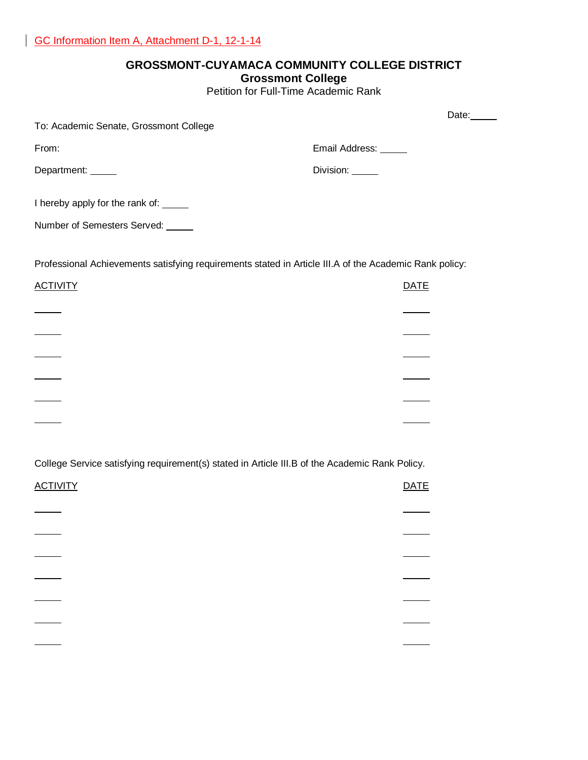GC Information Item A, Attachment D-1, 12-1-14

**GROSSMONT-CUYAMACA COMMUNITY COLLEGE DISTRICT**
**Grossmont College**
Petition for Full-Time Academic Rank

Date: _____

To: Academic Senate, Grossmont College

From:

Email Address: _____

Department: _____

Division: _____

I hereby apply for the rank of: _____

Number of Semesters Served: _____

Professional Achievements satisfying requirements stated in Article III.A of the Academic Rank policy:

| ACTIVITY | DATE |
|---|---|
| _____ | _____ |
| _____ | _____ |
| _____ | _____ |
| _____ | _____ |
| _____ | _____ |
| _____ | _____ |

College Service satisfying requirement(s) stated in Article III.B of the Academic Rank Policy.

| ACTIVITY | DATE |
|---|---|
| _____ | _____ |
| _____ | _____ |
| _____ | _____ |
| _____ | _____ |
| _____ | _____ |
| _____ | _____ |
| _____ | _____ |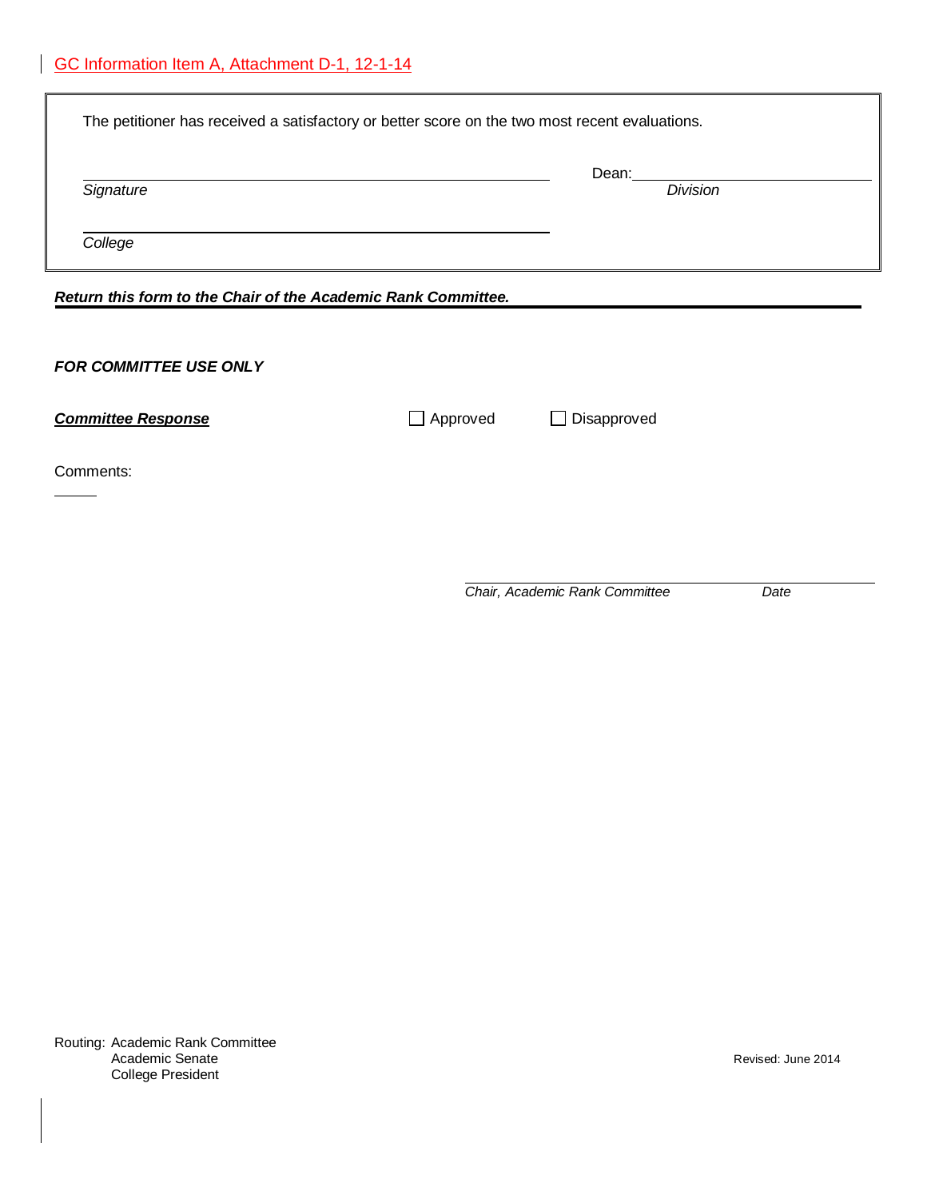GC Information Item A, Attachment D-1, 12-1-14

The petitioner has received a satisfactory or better score on the two most recent evaluations.

______________________________________________ Dean: ______________________

*Signature* *Division*

______________________________________________

*College*

***Return this form to the Chair of the Academic Rank Committee.***

***FOR COMMITTEE USE ONLY***

***Committee Response*** ☐ Approved ☐ Disapproved

Comments:

______________________________________________

*Chair, Academic Rank Committee* *Date*

Routing: Academic Rank Committee
Academic Senate
College President

Revised: June 2014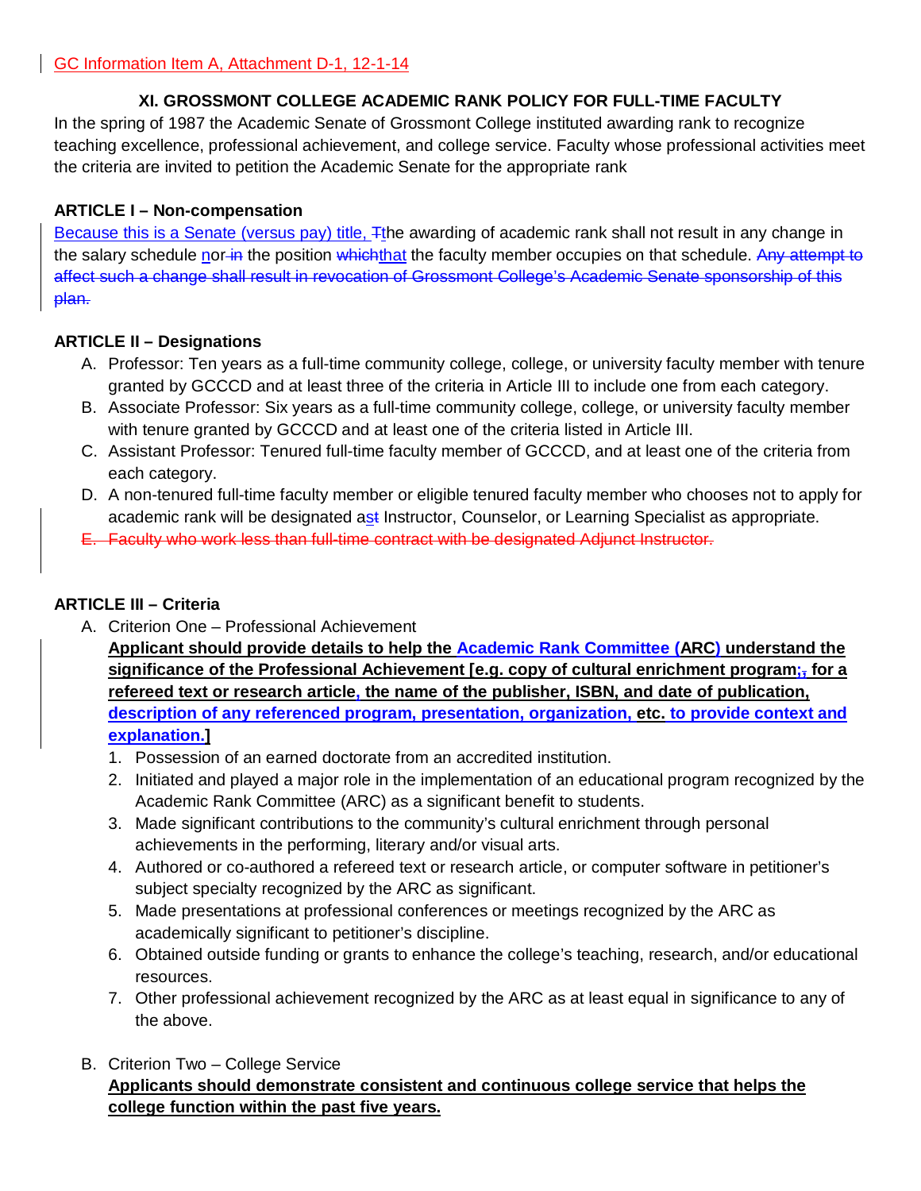GC Information Item A, Attachment D-1, 12-1-14

### XI. GROSSMONT COLLEGE ACADEMIC RANK POLICY FOR FULL-TIME FACULTY

In the spring of 1987 the Academic Senate of Grossmont College instituted awarding rank to recognize teaching excellence, professional achievement, and college service. Faculty whose professional activities meet the criteria are invited to petition the Academic Senate for the appropriate rank

**ARTICLE I – Non-compensation**

Because this is a Senate (versus pay) title, ~~T~~the awarding of academic rank shall not result in any change in the salary schedule nor ~~in~~ the position ~~which~~that the faculty member occupies on that schedule. ~~Any attempt to affect such a change shall result in revocation of Grossmont College's Academic Senate sponsorship of this plan.~~

**ARTICLE II – Designations**

A. Professor: Ten years as a full-time community college, college, or university faculty member with tenure granted by GCCCD and at least three of the criteria in Article III to include one from each category.
B. Associate Professor: Six years as a full-time community college, college, or university faculty member with tenure granted by GCCCD and at least one of the criteria listed in Article III.
C. Assistant Professor: Tenured full-time faculty member of GCCCD, and at least one of the criteria from each category.
D. A non-tenured full-time faculty member or eligible tenured faculty member who chooses not to apply for academic rank will be designated as~~t~~ Instructor, Counselor, or Learning Specialist as appropriate.
E. ~~Faculty who work less than full-time contract with be designated Adjunct Instructor.~~

**ARTICLE III – Criteria**

A. Criterion One – Professional Achievement
   **Applicant should provide details to help the Academic Rank Committee (ARC) understand the significance of the Professional Achievement [e.g. copy of cultural enrichment program;~~,~~ for a refereed text or research article, the name of the publisher, ISBN, and date of publication, description of any referenced program, presentation, organization, etc. to provide context and explanation.]**
   1. Possession of an earned doctorate from an accredited institution.
   2. Initiated and played a major role in the implementation of an educational program recognized by the Academic Rank Committee (ARC) as a significant benefit to students.
   3. Made significant contributions to the community's cultural enrichment through personal achievements in the performing, literary and/or visual arts.
   4. Authored or co-authored a refereed text or research article, or computer software in petitioner's subject specialty recognized by the ARC as significant.
   5. Made presentations at professional conferences or meetings recognized by the ARC as academically significant to petitioner's discipline.
   6. Obtained outside funding or grants to enhance the college's teaching, research, and/or educational resources.
   7. Other professional achievement recognized by the ARC as at least equal in significance to any of the above.

B. Criterion Two – College Service
   **Applicants should demonstrate consistent and continuous college service that helps the college function within the past five years.**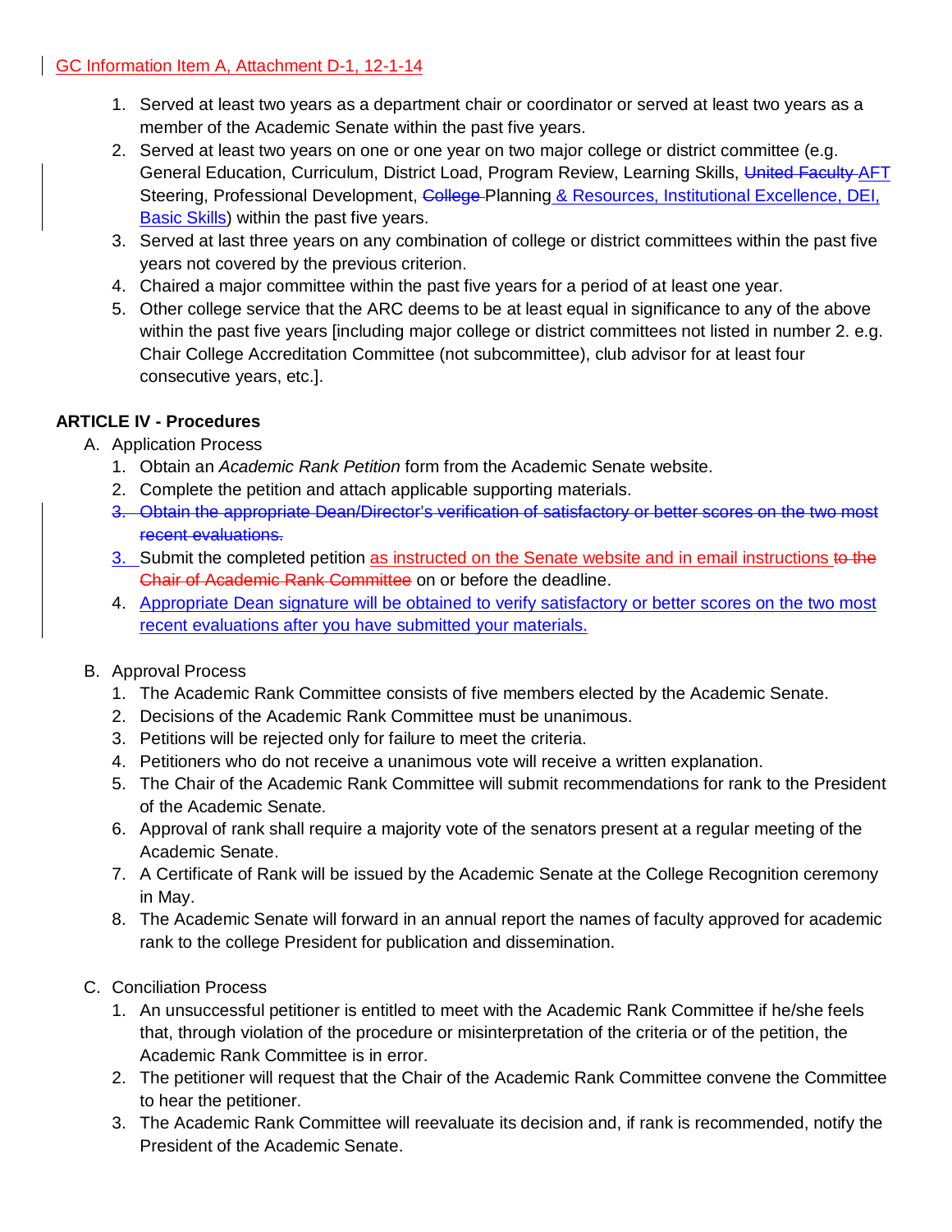GC Information Item A, Attachment D-1, 12-1-14

1. Served at least two years as a department chair or coordinator or served at least two years as a member of the Academic Senate within the past five years.
2. Served at least two years on one or one year on two major college or district committee (e.g. General Education, Curriculum, District Load, Program Review, Learning Skills, ~~United Faculty~~ AFT Steering, Professional Development, ~~College~~ Planning & Resources, Institutional Excellence, DEI, Basic Skills) within the past five years.
3. Served at last three years on any combination of college or district committees within the past five years not covered by the previous criterion.
4. Chaired a major committee within the past five years for a period of at least one year.
5. Other college service that the ARC deems to be at least equal in significance to any of the above within the past five years [including major college or district committees not listed in number 2. e.g. Chair College Accreditation Committee (not subcommittee), club advisor for at least four consecutive years, etc.].

**ARTICLE IV - Procedures**

A. Application Process
   1. Obtain an *Academic Rank Petition* form from the Academic Senate website.
   2. Complete the petition and attach applicable supporting materials.
   3. ~~Obtain the appropriate Dean/Director's verification of satisfactory or better scores on the two most recent evaluations.~~
   3. Submit the completed petition as instructed on the Senate website and in email instructions ~~to the Chair of Academic Rank Committee~~ on or before the deadline.
   4. Appropriate Dean signature will be obtained to verify satisfactory or better scores on the two most recent evaluations after you have submitted your materials.

B. Approval Process
   1. The Academic Rank Committee consists of five members elected by the Academic Senate.
   2. Decisions of the Academic Rank Committee must be unanimous.
   3. Petitions will be rejected only for failure to meet the criteria.
   4. Petitioners who do not receive a unanimous vote will receive a written explanation.
   5. The Chair of the Academic Rank Committee will submit recommendations for rank to the President of the Academic Senate.
   6. Approval of rank shall require a majority vote of the senators present at a regular meeting of the Academic Senate.
   7. A Certificate of Rank will be issued by the Academic Senate at the College Recognition ceremony in May.
   8. The Academic Senate will forward in an annual report the names of faculty approved for academic rank to the college President for publication and dissemination.

C. Conciliation Process
   1. An unsuccessful petitioner is entitled to meet with the Academic Rank Committee if he/she feels that, through violation of the procedure or misinterpretation of the criteria or of the petition, the Academic Rank Committee is in error.
   2. The petitioner will request that the Chair of the Academic Rank Committee convene the Committee to hear the petitioner.
   3. The Academic Rank Committee will reevaluate its decision and, if rank is recommended, notify the President of the Academic Senate.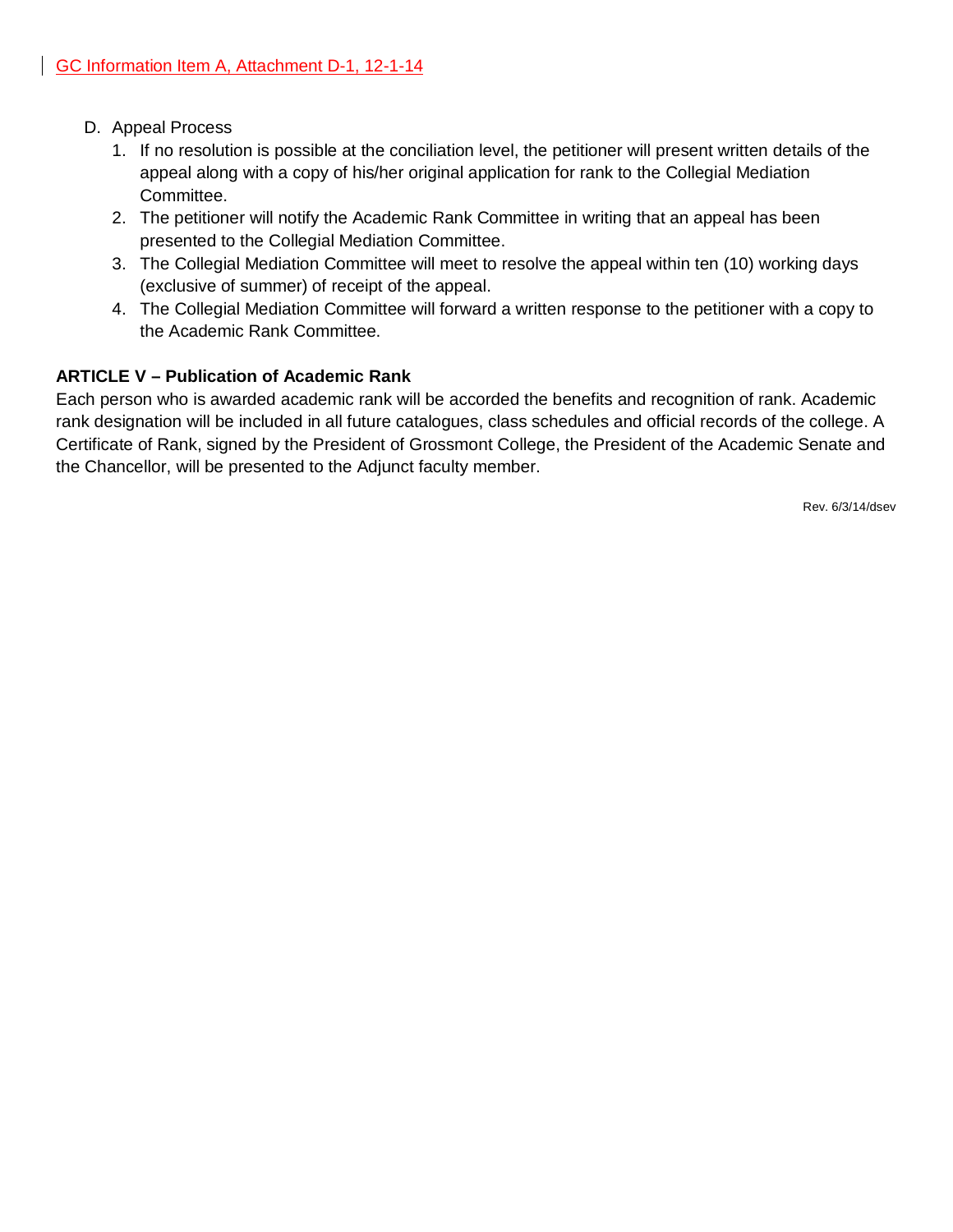D. Appeal Process

1. If no resolution is possible at the conciliation level, the petitioner will present written details of the appeal along with a copy of his/her original application for rank to the Collegial Mediation Committee.
2. The petitioner will notify the Academic Rank Committee in writing that an appeal has been presented to the Collegial Mediation Committee.
3. The Collegial Mediation Committee will meet to resolve the appeal within ten (10) working days (exclusive of summer) of receipt of the appeal.
4. The Collegial Mediation Committee will forward a written response to the petitioner with a copy to the Academic Rank Committee.

**ARTICLE V – Publication of Academic Rank**

Each person who is awarded academic rank will be accorded the benefits and recognition of rank. Academic rank designation will be included in all future catalogues, class schedules and official records of the college. A Certificate of Rank, signed by the President of Grossmont College, the President of the Academic Senate and the Chancellor, will be presented to the Adjunct faculty member.

Rev. 6/3/14/dsev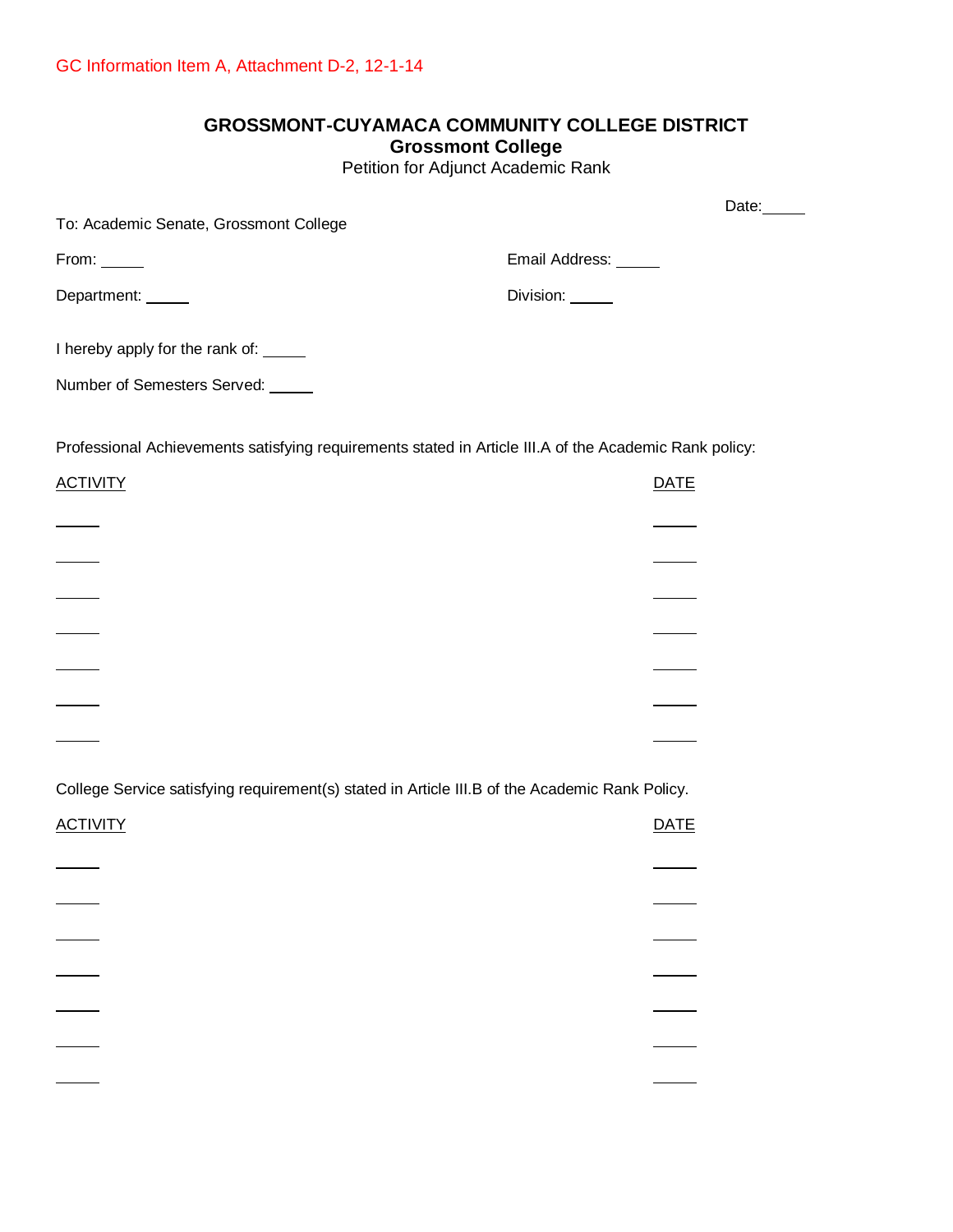GC Information Item A, Attachment D-2, 12-1-14

# GROSSMONT-CUYAMACA COMMUNITY COLLEGE DISTRICT
## Grossmont College
Petition for Adjunct Academic Rank

Date: _____

To: Academic Senate, Grossmont College

From: _____ Email Address: _____

Department: _____ Division: _____

I hereby apply for the rank of: _____

Number of Semesters Served: _____

Professional Achievements satisfying requirements stated in Article III.A of the Academic Rank policy:

| ACTIVITY | DATE |
|---|---|
| _____ | _____ |
| _____ | _____ |
| _____ | _____ |
| _____ | _____ |
| _____ | _____ |
| _____ | _____ |
| _____ | _____ |

College Service satisfying requirement(s) stated in Article III.B of the Academic Rank Policy.

| ACTIVITY | DATE |
|---|---|
| _____ | _____ |
| _____ | _____ |
| _____ | _____ |
| _____ | _____ |
| _____ | _____ |
| _____ | _____ |
| _____ | _____ |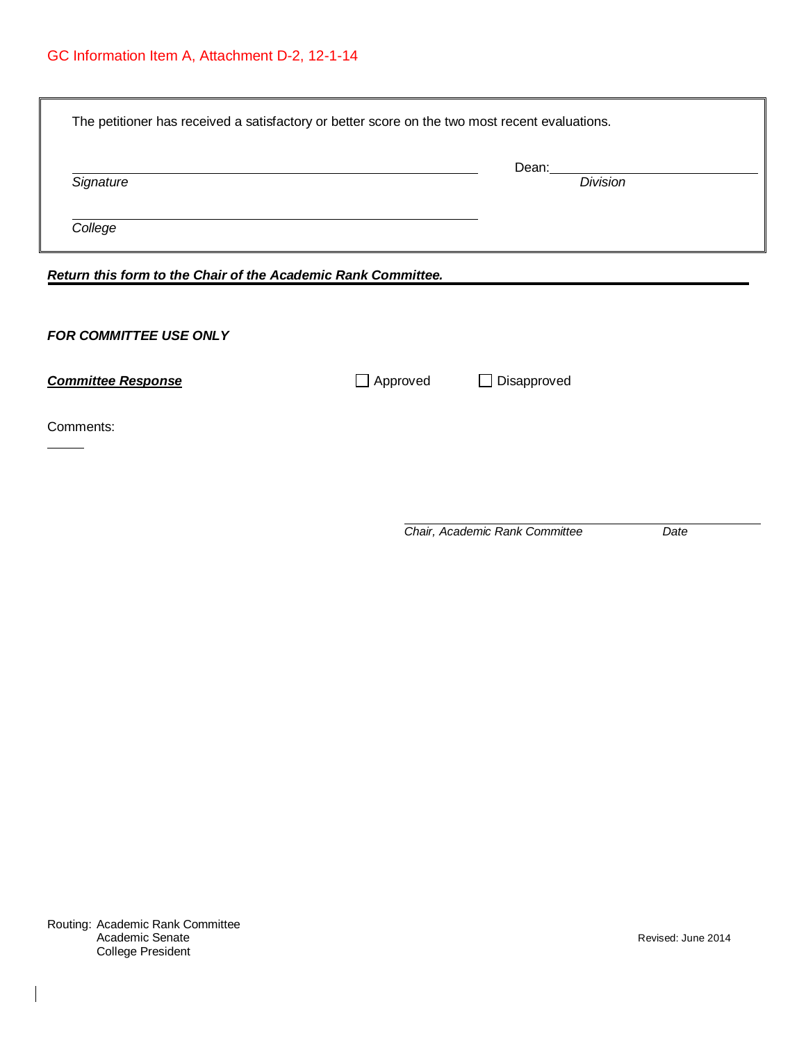GC Information Item A, Attachment D-2, 12-1-14

The petitioner has received a satisfactory or better score on the two most recent evaluations.

\_\_\_\_\_\_\_\_\_\_\_\_\_\_\_\_\_\_\_\_\_\_\_\_\_\_\_\_\_\_\_\_\_\_\_\_\_\_ Dean:\_\_\_\_\_\_\_\_\_\_\_\_\_\_\_\_\_\_\_\_\_\_\_\_\_\_
*Signature* *Division*

\_\_\_\_\_\_\_\_\_\_\_\_\_\_\_\_\_\_\_\_\_\_\_\_\_\_\_\_\_\_\_\_\_\_\_\_\_\_
*College*

***Return this form to the Chair of the Academic Rank Committee.***

***FOR COMMITTEE USE ONLY***

***Committee Response*** ☐ Approved ☐ Disapproved

Comments:

\_\_\_\_\_\_\_\_\_\_\_\_\_\_\_\_\_\_\_\_\_\_\_\_\_\_\_\_\_\_\_\_\_\_\_\_\_\_
*Chair, Academic Rank Committee* *Date*

Routing: Academic Rank Committee
Academic Senate
College President

Revised: June 2014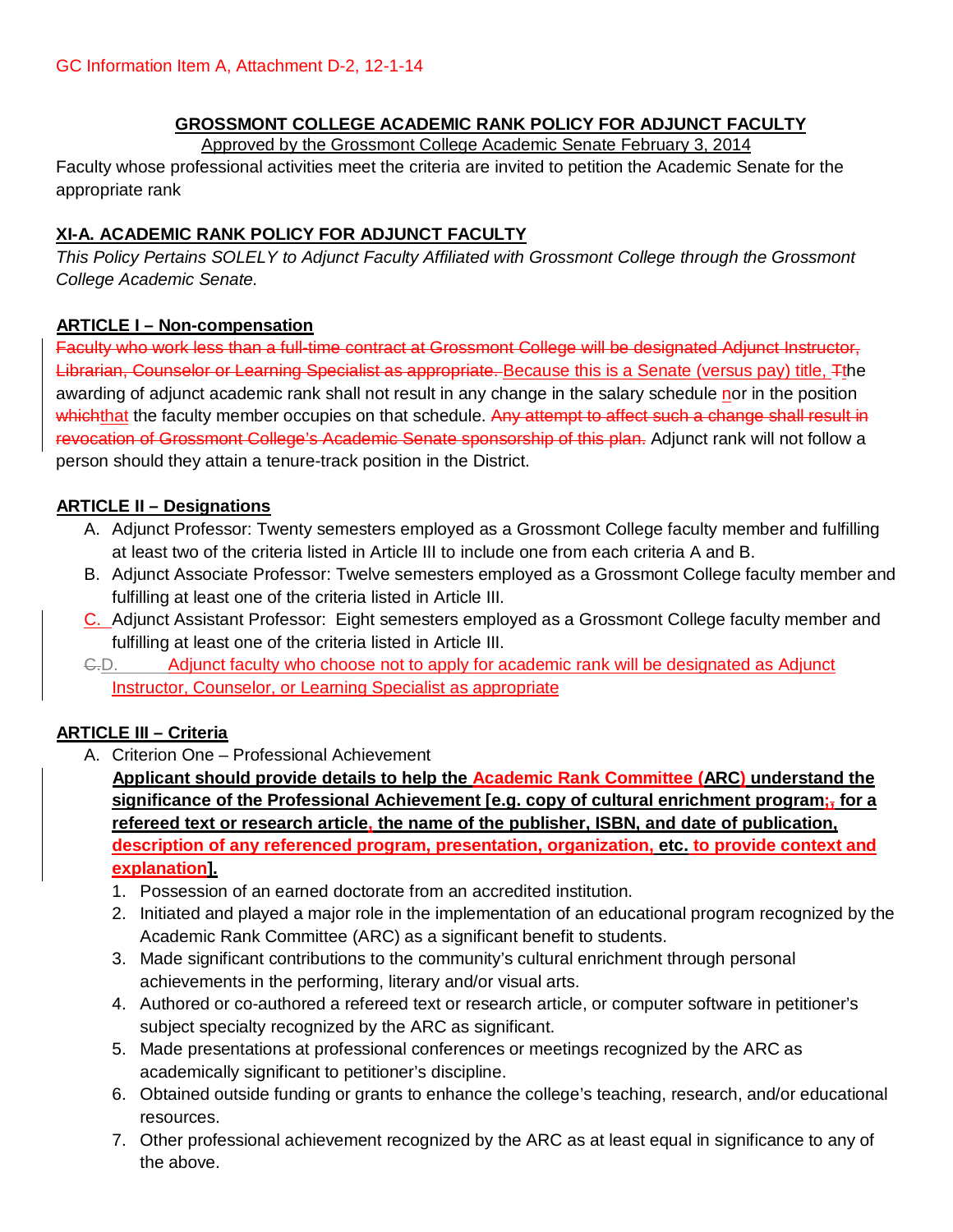GC Information Item A, Attachment D-2, 12-1-14

## GROSSMONT COLLEGE ACADEMIC RANK POLICY FOR ADJUNCT FACULTY

Approved by the Grossmont College Academic Senate February 3, 2014

Faculty whose professional activities meet the criteria are invited to petition the Academic Senate for the appropriate rank

### XI-A. ACADEMIC RANK POLICY FOR ADJUNCT FACULTY

*This Policy Pertains SOLELY to Adjunct Faculty Affiliated with Grossmont College through the Grossmont College Academic Senate.*

### ARTICLE I – Non-compensation

~~Faculty who work less than a full-time contract at Grossmont College will be designated Adjunct Instructor, Librarian, Counselor or Learning Specialist as appropriate.~~ Because this is a Senate (versus pay) title, ~~T~~the awarding of adjunct academic rank shall not result in any change in the salary schedule nor in the position ~~which~~that the faculty member occupies on that schedule. ~~Any attempt to affect such a change shall result in revocation of Grossmont College's Academic Senate sponsorship of this plan.~~ Adjunct rank will not follow a person should they attain a tenure-track position in the District.

### ARTICLE II – Designations

A. Adjunct Professor: Twenty semesters employed as a Grossmont College faculty member and fulfilling at least two of the criteria listed in Article III to include one from each criteria A and B.
B. Adjunct Associate Professor: Twelve semesters employed as a Grossmont College faculty member and fulfilling at least one of the criteria listed in Article III.
C. Adjunct Assistant Professor: Eight semesters employed as a Grossmont College faculty member and fulfilling at least one of the criteria listed in Article III.
~~C.~~D. Adjunct faculty who choose not to apply for academic rank will be designated as Adjunct Instructor, Counselor, or Learning Specialist as appropriate

### ARTICLE III – Criteria

A. Criterion One – Professional Achievement

**Applicant should provide details to help the Academic Rank Committee (ARC) understand the significance of the Professional Achievement [e.g. copy of cultural enrichment program; ~~,~~ for a refereed text or research article, the name of the publisher, ISBN, and date of publication, description of any referenced program, presentation, organization, etc. to provide context and explanation].**

1. Possession of an earned doctorate from an accredited institution.
2. Initiated and played a major role in the implementation of an educational program recognized by the Academic Rank Committee (ARC) as a significant benefit to students.
3. Made significant contributions to the community's cultural enrichment through personal achievements in the performing, literary and/or visual arts.
4. Authored or co-authored a refereed text or research article, or computer software in petitioner's subject specialty recognized by the ARC as significant.
5. Made presentations at professional conferences or meetings recognized by the ARC as academically significant to petitioner's discipline.
6. Obtained outside funding or grants to enhance the college's teaching, research, and/or educational resources.
7. Other professional achievement recognized by the ARC as at least equal in significance to any of the above.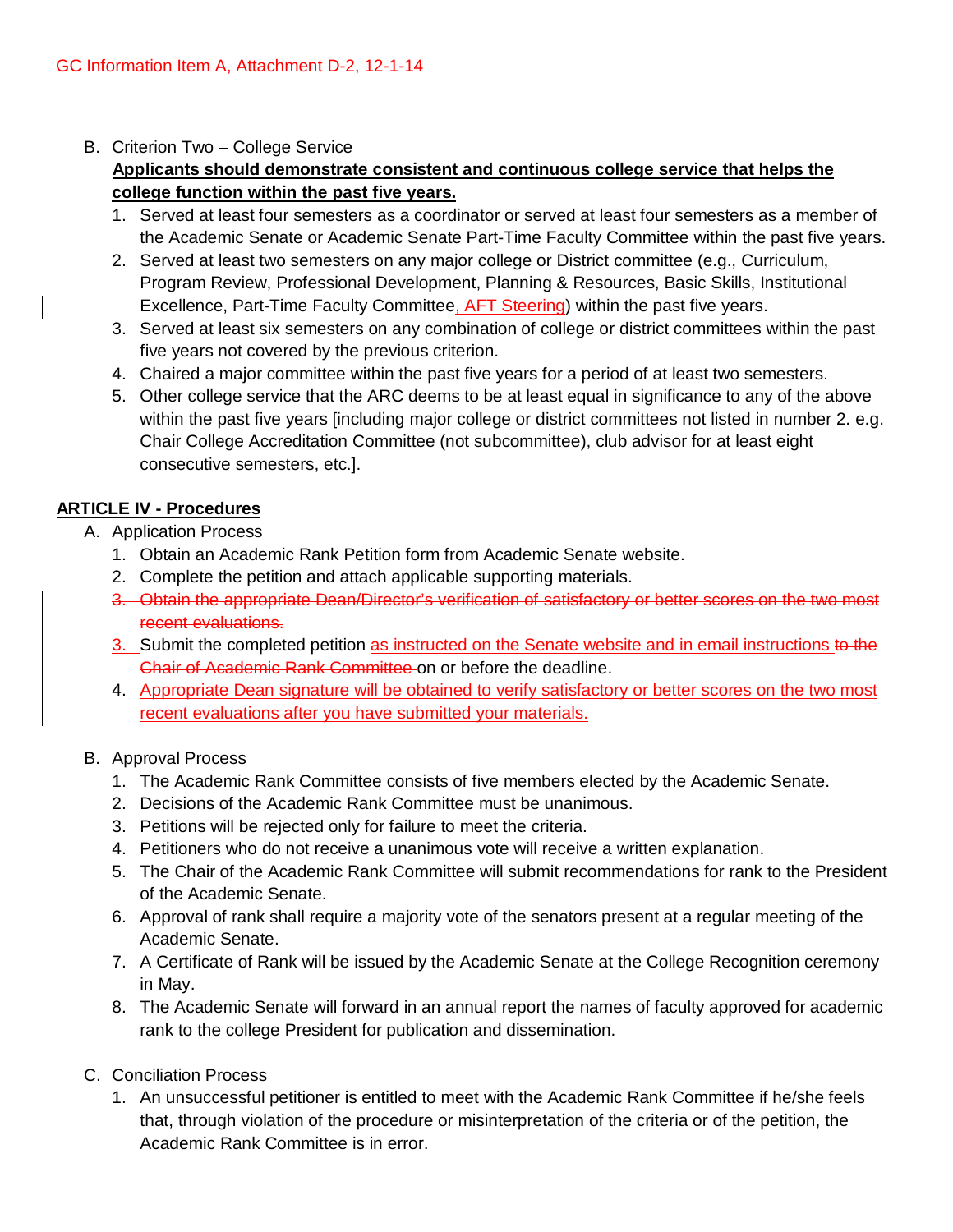GC Information Item A, Attachment D-2, 12-1-14

B. Criterion Two – College Service

   **Applicants should demonstrate consistent and continuous college service that helps the college function within the past five years.**

   1. Served at least four semesters as a coordinator or served at least four semesters as a member of the Academic Senate or Academic Senate Part-Time Faculty Committee within the past five years.
   2. Served at least two semesters on any major college or District committee (e.g., Curriculum, Program Review, Professional Development, Planning & Resources, Basic Skills, Institutional Excellence, Part-Time Faculty Committee, AFT Steering) within the past five years.
   3. Served at least six semesters on any combination of college or district committees within the past five years not covered by the previous criterion.
   4. Chaired a major committee within the past five years for a period of at least two semesters.
   5. Other college service that the ARC deems to be at least equal in significance to any of the above within the past five years [including major college or district committees not listed in number 2. e.g. Chair College Accreditation Committee (not subcommittee), club advisor for at least eight consecutive semesters, etc.].

**ARTICLE IV - Procedures**

A. Application Process
   1. Obtain an Academic Rank Petition form from Academic Senate website.
   2. Complete the petition and attach applicable supporting materials.
   3. ~~Obtain the appropriate Dean/Director's verification of satisfactory or better scores on the two most recent evaluations.~~
   3. Submit the completed petition as instructed on the Senate website and in email instructions ~~to the Chair of Academic Rank Committee~~ on or before the deadline.
   4. Appropriate Dean signature will be obtained to verify satisfactory or better scores on the two most recent evaluations after you have submitted your materials.

B. Approval Process
   1. The Academic Rank Committee consists of five members elected by the Academic Senate.
   2. Decisions of the Academic Rank Committee must be unanimous.
   3. Petitions will be rejected only for failure to meet the criteria.
   4. Petitioners who do not receive a unanimous vote will receive a written explanation.
   5. The Chair of the Academic Rank Committee will submit recommendations for rank to the President of the Academic Senate.
   6. Approval of rank shall require a majority vote of the senators present at a regular meeting of the Academic Senate.
   7. A Certificate of Rank will be issued by the Academic Senate at the College Recognition ceremony in May.
   8. The Academic Senate will forward in an annual report the names of faculty approved for academic rank to the college President for publication and dissemination.

C. Conciliation Process
   1. An unsuccessful petitioner is entitled to meet with the Academic Rank Committee if he/she feels that, through violation of the procedure or misinterpretation of the criteria or of the petition, the Academic Rank Committee is in error.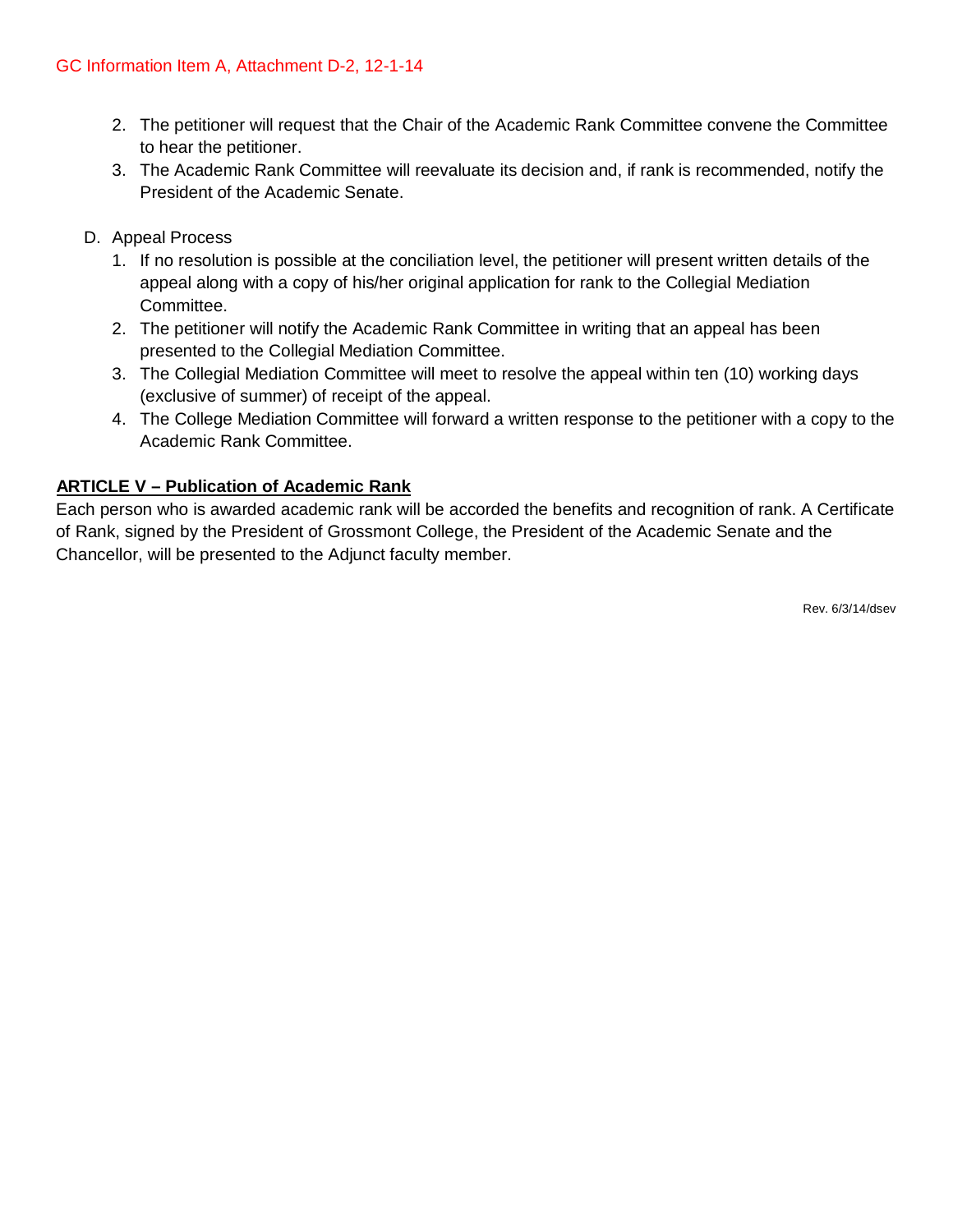2. The petitioner will request that the Chair of the Academic Rank Committee convene the Committee to hear the petitioner.
3. The Academic Rank Committee will reevaluate its decision and, if rank is recommended, notify the President of the Academic Senate.

D. Appeal Process
   1. If no resolution is possible at the conciliation level, the petitioner will present written details of the appeal along with a copy of his/her original application for rank to the Collegial Mediation Committee.
   2. The petitioner will notify the Academic Rank Committee in writing that an appeal has been presented to the Collegial Mediation Committee.
   3. The Collegial Mediation Committee will meet to resolve the appeal within ten (10) working days (exclusive of summer) of receipt of the appeal.
   4. The College Mediation Committee will forward a written response to the petitioner with a copy to the Academic Rank Committee.

## ARTICLE V – Publication of Academic Rank

Each person who is awarded academic rank will be accorded the benefits and recognition of rank. A Certificate of Rank, signed by the President of Grossmont College, the President of the Academic Senate and the Chancellor, will be presented to the Adjunct faculty member.

Rev. 6/3/14/dsev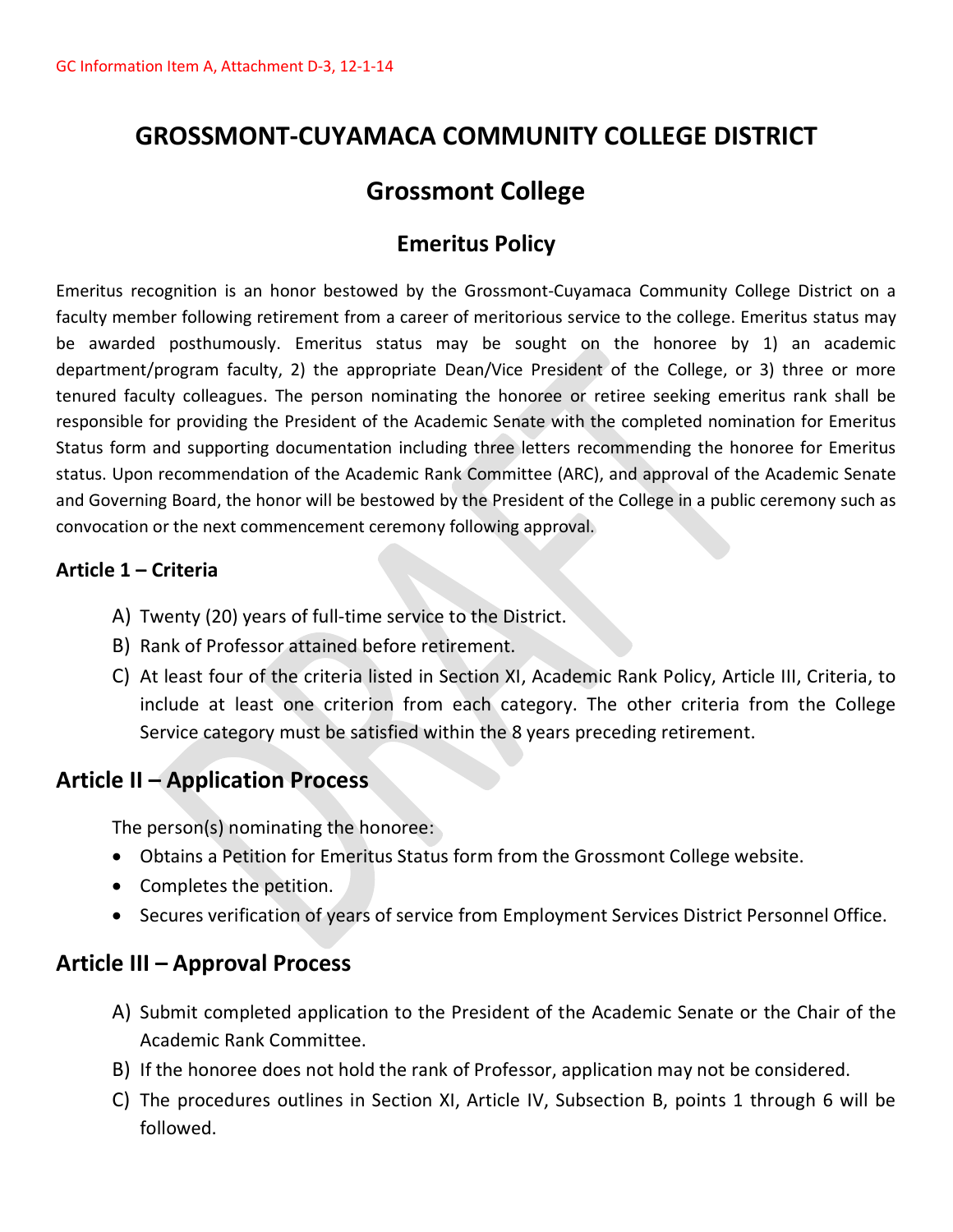GC Information Item A, Attachment D-3, 12-1-14

# GROSSMONT-CUYAMACA COMMUNITY COLLEGE DISTRICT

## Grossmont College

### Emeritus Policy

Emeritus recognition is an honor bestowed by the Grossmont-Cuyamaca Community College District on a faculty member following retirement from a career of meritorious service to the college. Emeritus status may be awarded posthumously. Emeritus status may be sought on the honoree by 1) an academic department/program faculty, 2) the appropriate Dean/Vice President of the College, or 3) three or more tenured faculty colleagues. The person nominating the honoree or retiree seeking emeritus rank shall be responsible for providing the President of the Academic Senate with the completed nomination for Emeritus Status form and supporting documentation including three letters recommending the honoree for Emeritus status. Upon recommendation of the Academic Rank Committee (ARC), and approval of the Academic Senate and Governing Board, the honor will be bestowed by the President of the College in a public ceremony such as convocation or the next commencement ceremony following approval.

### Article 1 – Criteria

A) Twenty (20) years of full-time service to the District.

B) Rank of Professor attained before retirement.

C) At least four of the criteria listed in Section XI, Academic Rank Policy, Article III, Criteria, to include at least one criterion from each category. The other criteria from the College Service category must be satisfied within the 8 years preceding retirement.

## Article II – Application Process

The person(s) nominating the honoree:

- Obtains a Petition for Emeritus Status form from the Grossmont College website.
- Completes the petition.
- Secures verification of years of service from Employment Services District Personnel Office.

## Article III – Approval Process

A) Submit completed application to the President of the Academic Senate or the Chair of the Academic Rank Committee.

B) If the honoree does not hold the rank of Professor, application may not be considered.

C) The procedures outlines in Section XI, Article IV, Subsection B, points 1 through 6 will be followed.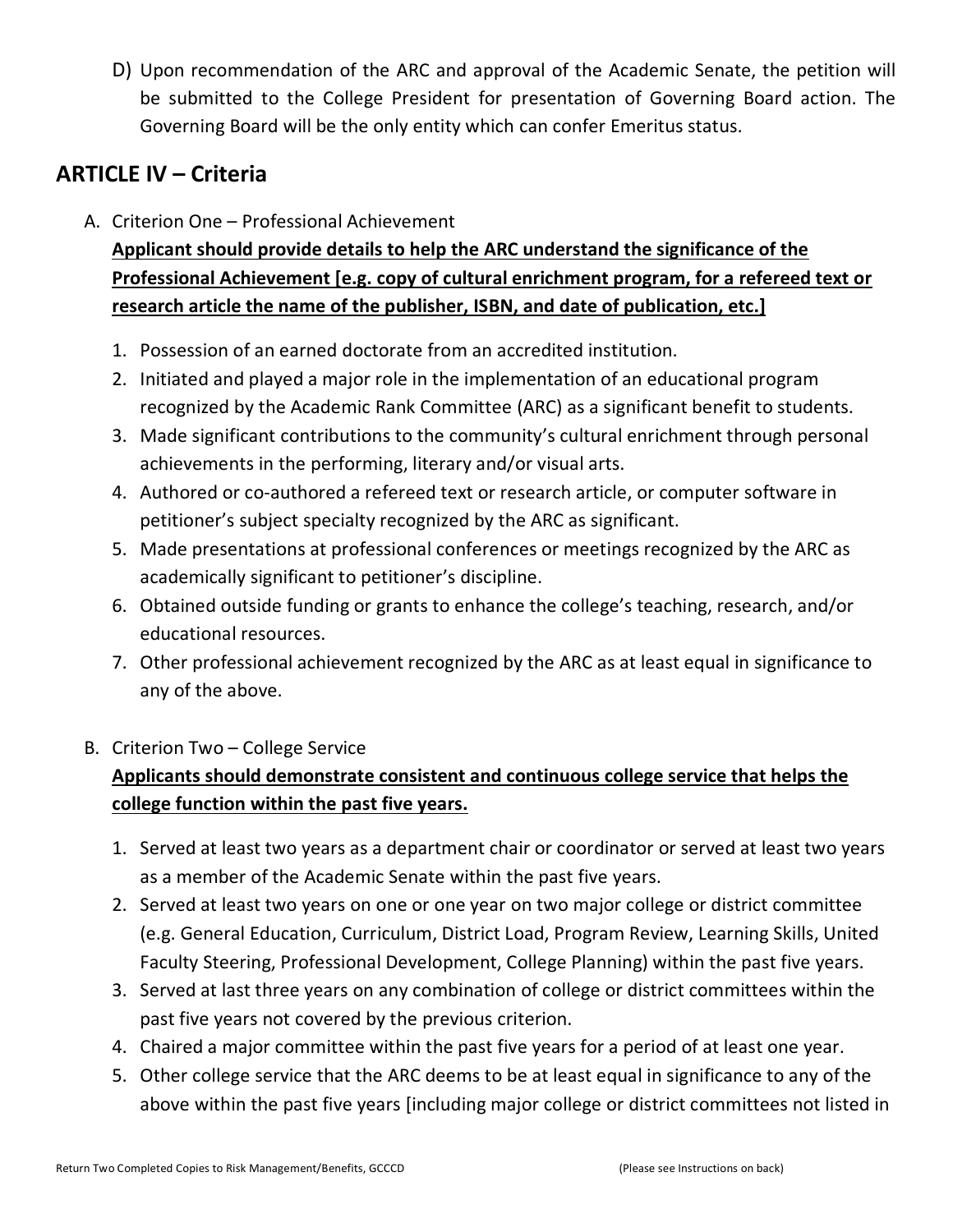D) Upon recommendation of the ARC and approval of the Academic Senate, the petition will be submitted to the College President for presentation of Governing Board action. The Governing Board will be the only entity which can confer Emeritus status.

## ARTICLE IV – Criteria

A. Criterion One – Professional Achievement

**<u>Applicant should provide details to help the ARC understand the significance of the Professional Achievement [e.g. copy of cultural enrichment program, for a refereed text or research article the name of the publisher, ISBN, and date of publication, etc.]</u>**

1. Possession of an earned doctorate from an accredited institution.
2. Initiated and played a major role in the implementation of an educational program recognized by the Academic Rank Committee (ARC) as a significant benefit to students.
3. Made significant contributions to the community's cultural enrichment through personal achievements in the performing, literary and/or visual arts.
4. Authored or co-authored a refereed text or research article, or computer software in petitioner's subject specialty recognized by the ARC as significant.
5. Made presentations at professional conferences or meetings recognized by the ARC as academically significant to petitioner's discipline.
6. Obtained outside funding or grants to enhance the college's teaching, research, and/or educational resources.
7. Other professional achievement recognized by the ARC as at least equal in significance to any of the above.

B. Criterion Two – College Service

**<u>Applicants should demonstrate consistent and continuous college service that helps the college function within the past five years.</u>**

1. Served at least two years as a department chair or coordinator or served at least two years as a member of the Academic Senate within the past five years.
2. Served at least two years on one or one year on two major college or district committee (e.g. General Education, Curriculum, District Load, Program Review, Learning Skills, United Faculty Steering, Professional Development, College Planning) within the past five years.
3. Served at last three years on any combination of college or district committees within the past five years not covered by the previous criterion.
4. Chaired a major committee within the past five years for a period of at least one year.
5. Other college service that the ARC deems to be at least equal in significance to any of the above within the past five years [including major college or district committees not listed in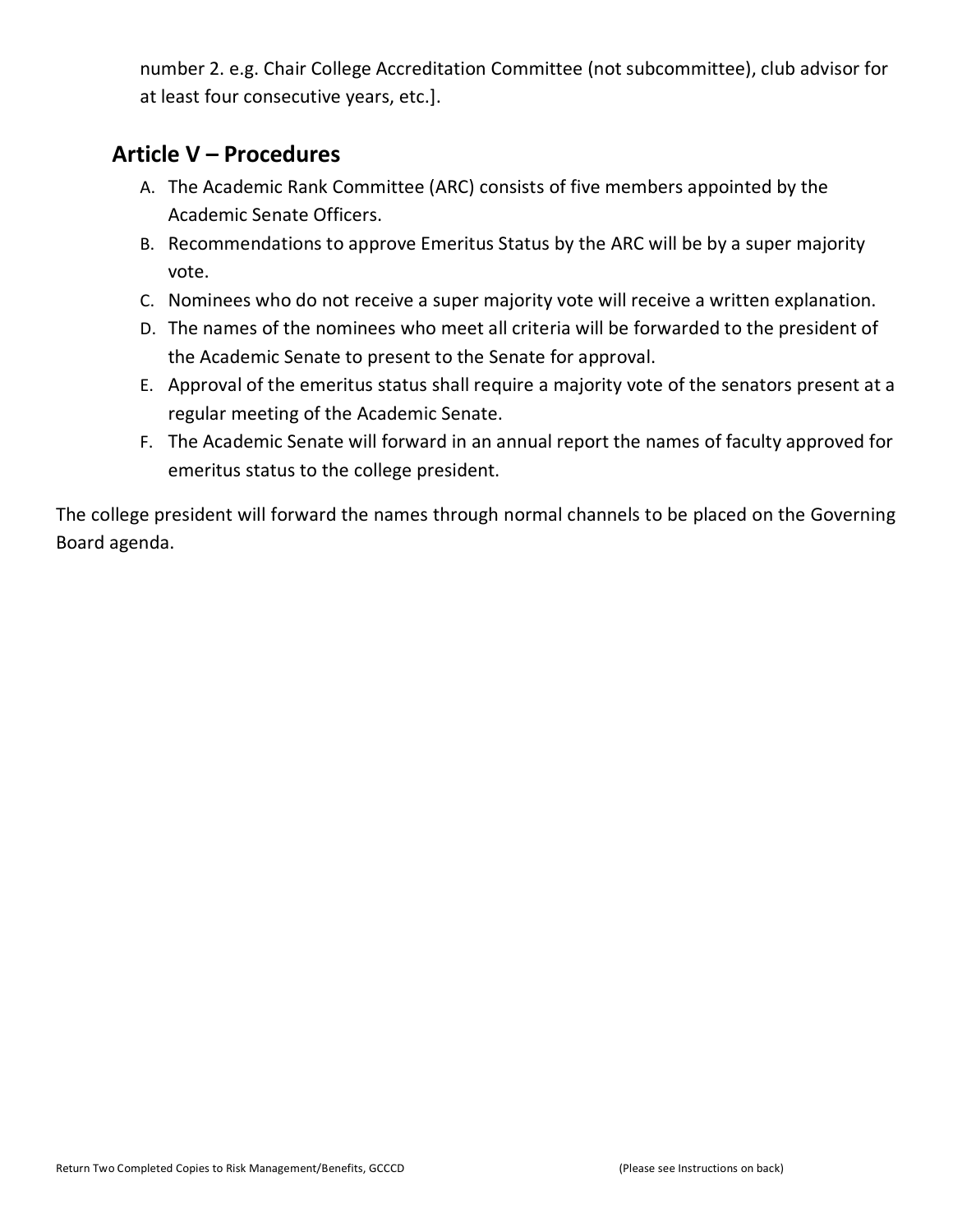number 2. e.g. Chair College Accreditation Committee (not subcommittee), club advisor for at least four consecutive years, etc.].

## Article V – Procedures

A. The Academic Rank Committee (ARC) consists of five members appointed by the Academic Senate Officers.
B. Recommendations to approve Emeritus Status by the ARC will be by a super majority vote.
C. Nominees who do not receive a super majority vote will receive a written explanation.
D. The names of the nominees who meet all criteria will be forwarded to the president of the Academic Senate to present to the Senate for approval.
E. Approval of the emeritus status shall require a majority vote of the senators present at a regular meeting of the Academic Senate.
F. The Academic Senate will forward in an annual report the names of faculty approved for emeritus status to the college president.

The college president will forward the names through normal channels to be placed on the Governing Board agenda.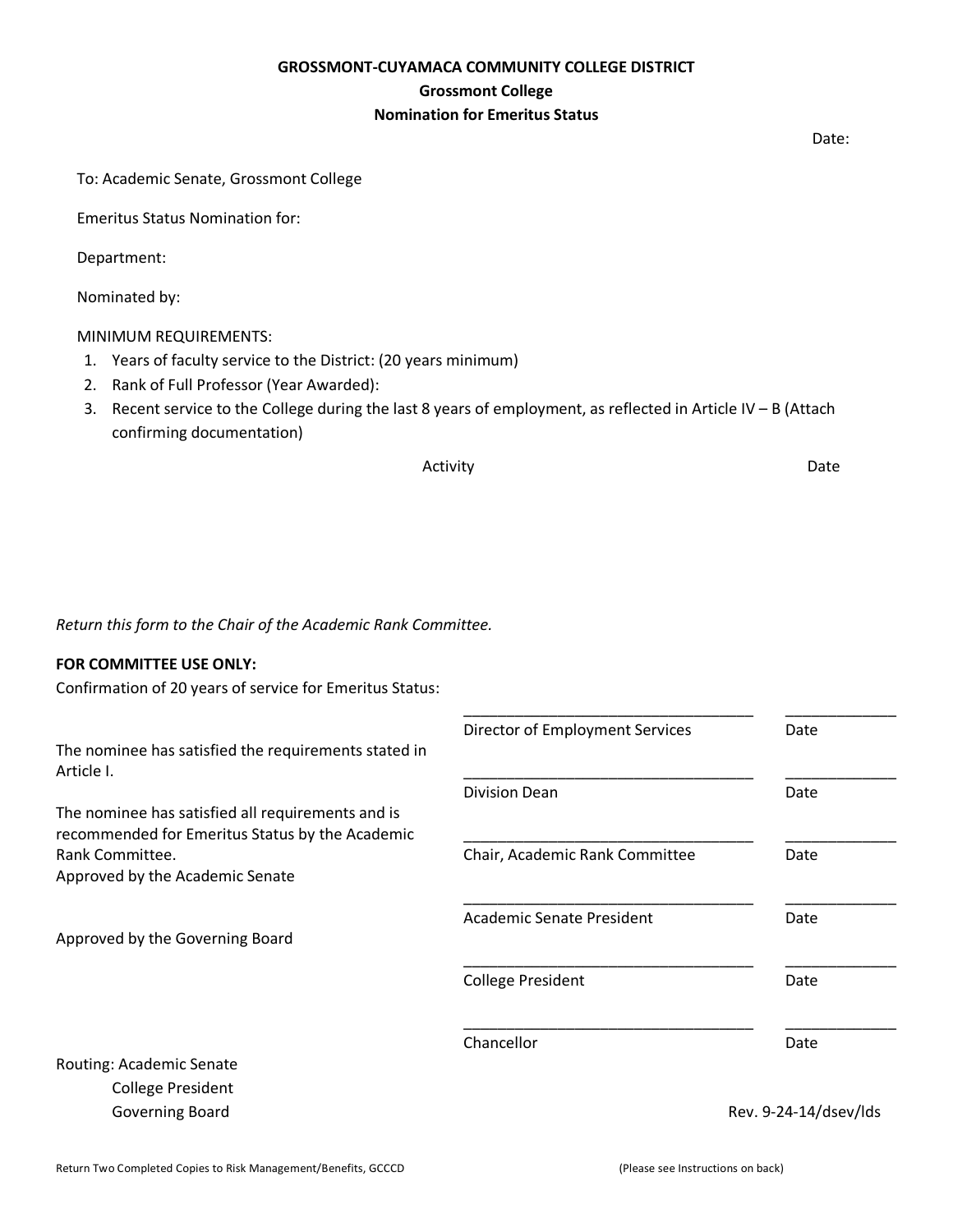**GROSSMONT-CUYAMACA COMMUNITY COLLEGE DISTRICT**

**Grossmont College**

**Nomination for Emeritus Status**

Date:

To: Academic Senate, Grossmont College

Emeritus Status Nomination for:

Department:

Nominated by:

MINIMUM REQUIREMENTS:

1. Years of faculty service to the District: (20 years minimum)
2. Rank of Full Professor (Year Awarded):
3. Recent service to the College during the last 8 years of employment, as reflected in Article IV – B (Attach confirming documentation)

| Activity | Date |
|---|---|
| | |

*Return this form to the Chair of the Academic Rank Committee.*

**FOR COMMITTEE USE ONLY:**

| | | |
|---|---|---|
| Confirmation of 20 years of service for Emeritus Status: | ______________________ Director of Employment Services | ________ Date |
| The nominee has satisfied the requirements stated in Article I. | ______________________ Division Dean | ________ Date |
| The nominee has satisfied all requirements and is recommended for Emeritus Status by the Academic Rank Committee. | ______________________ Chair, Academic Rank Committee | ________ Date |
| Approved by the Academic Senate | ______________________ Academic Senate President | ________ Date |
| Approved by the Governing Board | ______________________ College President | ________ Date |
| | ______________________ Chancellor | ________ Date |

Routing: Academic Senate
College President
Governing Board

Rev. 9-24-14/dsev/lds

Return Two Completed Copies to Risk Management/Benefits, GCCCD

(Please see Instructions on back)